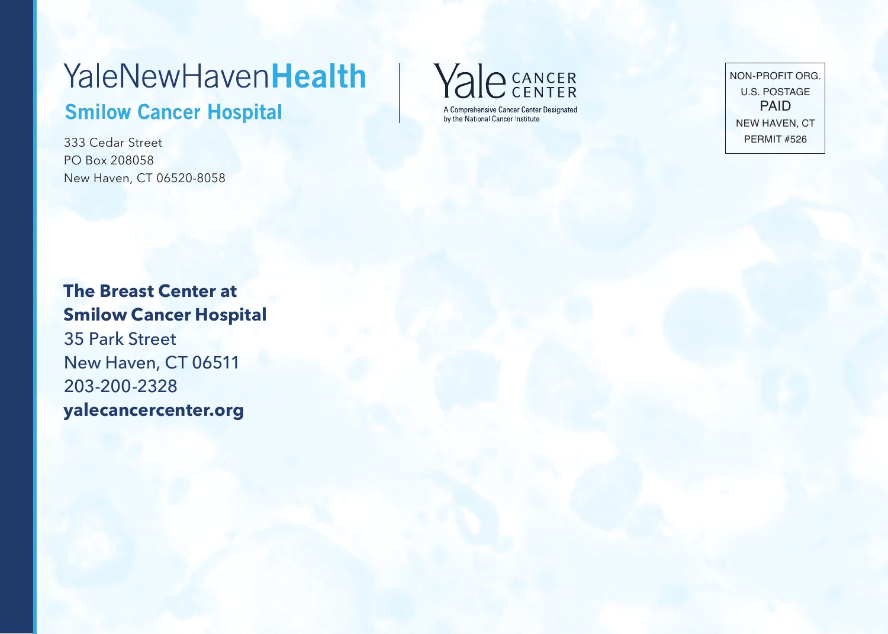YaleNewHaven**Health**

**Smilow Cancer Hospital**

333 Cedar Street
PO Box 208058
New Haven, CT 06520-8058

Yale CANCER CENTER

A Comprehensive Cancer Center Designated by the National Cancer Institute

NON-PROFIT ORG.
U.S. POSTAGE
PAID
NEW HAVEN, CT
PERMIT #526

**The Breast Center at Smilow Cancer Hospital**
35 Park Street
New Haven, CT 06511
203-200-2328
**yalecancercenter.org**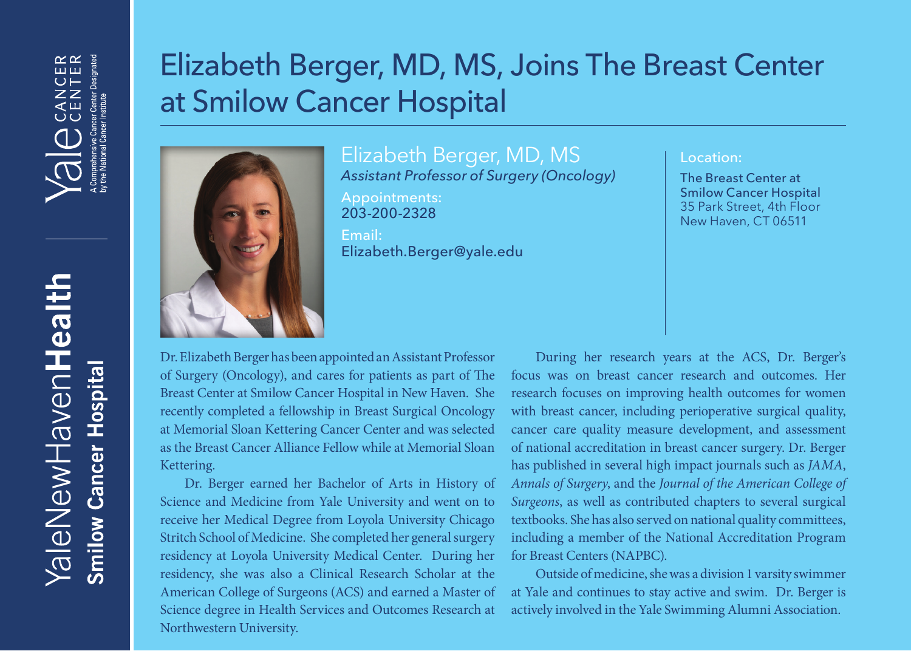# Elizabeth Berger, MD, MS, Joins The Breast Center at Smilow Cancer Hospital

## Elizabeth Berger, MD, MS

*Assistant Professor of Surgery (Oncology)*

Appointments:
203-200-2328

Email:
Elizabeth.Berger@yale.edu

Location:

The Breast Center at Smilow Cancer Hospital
35 Park Street, 4th Floor
New Haven, CT 06511

Dr. Elizabeth Berger has been appointed an Assistant Professor of Surgery (Oncology), and cares for patients as part of The Breast Center at Smilow Cancer Hospital in New Haven. She recently completed a fellowship in Breast Surgical Oncology at Memorial Sloan Kettering Cancer Center and was selected as the Breast Cancer Alliance Fellow while at Memorial Sloan Kettering.

Dr. Berger earned her Bachelor of Arts in History of Science and Medicine from Yale University and went on to receive her Medical Degree from Loyola University Chicago Stritch School of Medicine. She completed her general surgery residency at Loyola University Medical Center. During her residency, she was also a Clinical Research Scholar at the American College of Surgeons (ACS) and earned a Master of Science degree in Health Services and Outcomes Research at Northwestern University.

During her research years at the ACS, Dr. Berger's focus was on breast cancer research and outcomes. Her research focuses on improving health outcomes for women with breast cancer, including perioperative surgical quality, cancer care quality measure development, and assessment of national accreditation in breast cancer surgery. Dr. Berger has published in several high impact journals such as *JAMA*, *Annals of Surgery*, and the *Journal of the American College of Surgeons*, as well as contributed chapters to several surgical textbooks. She has also served on national quality committees, including a member of the National Accreditation Program for Breast Centers (NAPBC).

Outside of medicine, she was a division 1 varsity swimmer at Yale and continues to stay active and swim. Dr. Berger is actively involved in the Yale Swimming Alumni Association.